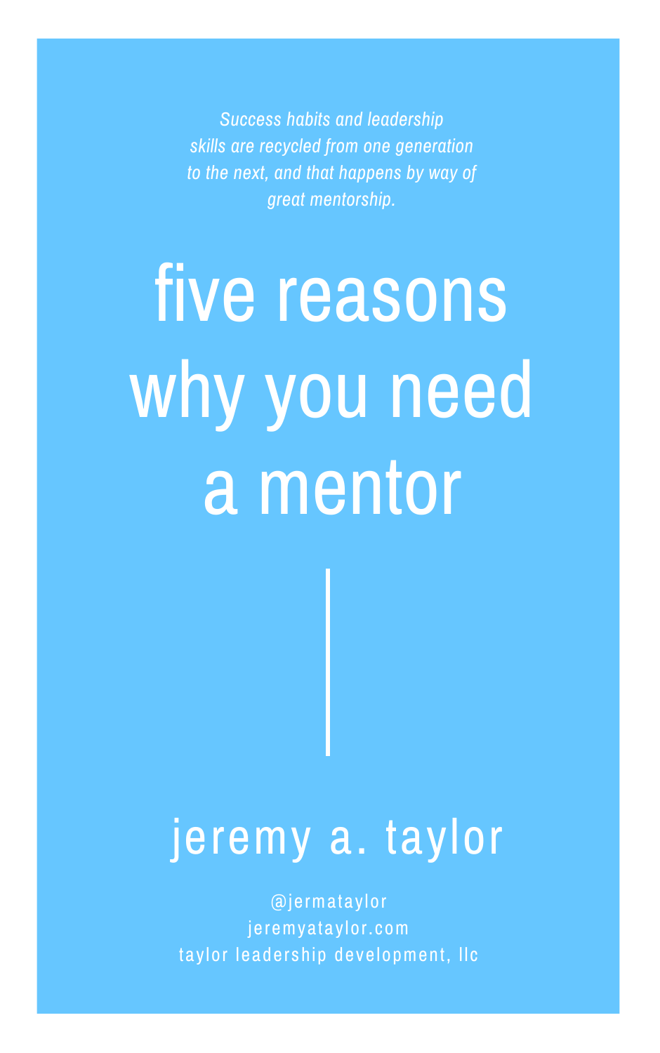*Success habits and leadership skills are recycled from one generation to the next, and that happens by way of great mentorship.*

# five reasons why you need a mentor

## jeremy a. taylor

@jermataylor
jeremyataylor.com
taylor leadership development, llc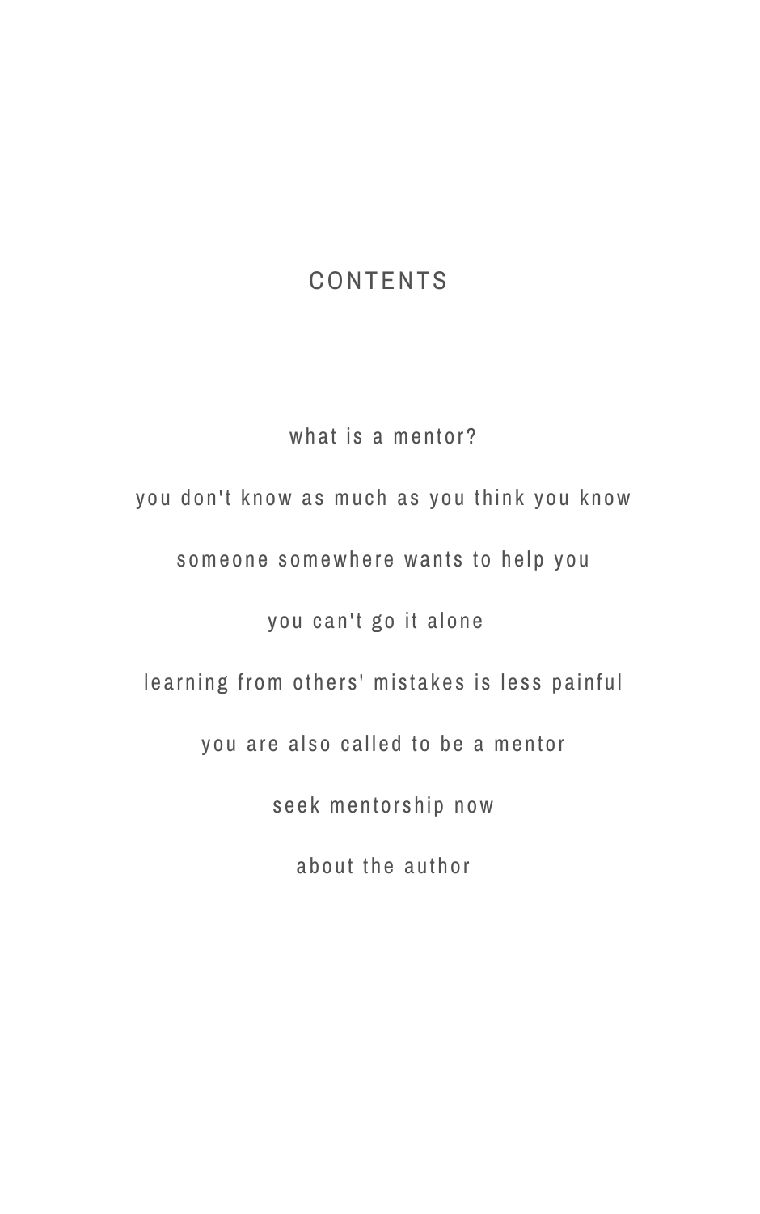# CONTENTS

what is a mentor?

you don't know as much as you think you know

someone somewhere wants to help you

you can't go it alone

learning from others' mistakes is less painful

you are also called to be a mentor

seek mentorship now

about the author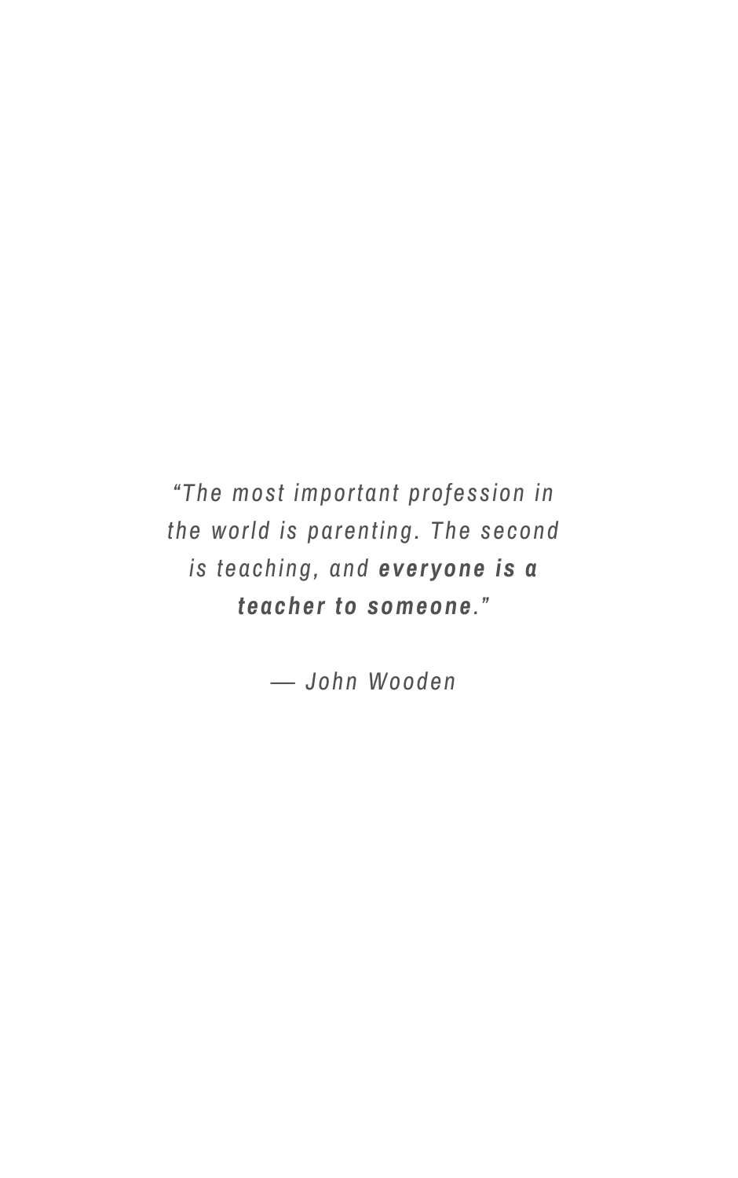*“The most important profession in the world is parenting. The second is teaching, and **everyone is a teacher to someone**.”*

*— John Wooden*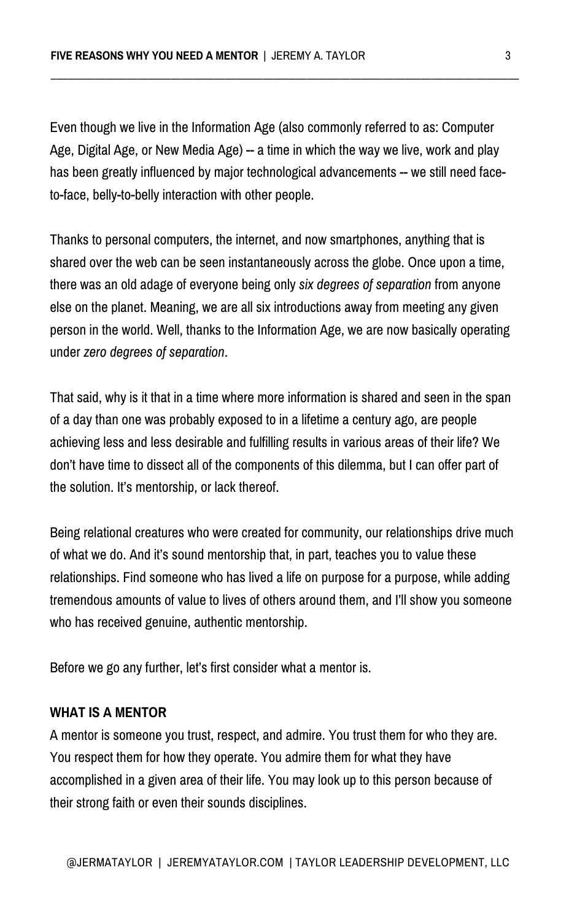Even though we live in the Information Age (also commonly referred to as: Computer Age, Digital Age, or New Media Age) -- a time in which the way we live, work and play has been greatly influenced by major technological advancements -- we still need face-to-face, belly-to-belly interaction with other people.

Thanks to personal computers, the internet, and now smartphones, anything that is shared over the web can be seen instantaneously across the globe. Once upon a time, there was an old adage of everyone being only *six degrees of separation* from anyone else on the planet. Meaning, we are all six introductions away from meeting any given person in the world. Well, thanks to the Information Age, we are now basically operating under *zero degrees of separation*.

That said, why is it that in a time where more information is shared and seen in the span of a day than one was probably exposed to in a lifetime a century ago, are people achieving less and less desirable and fulfilling results in various areas of their life? We don't have time to dissect all of the components of this dilemma, but I can offer part of the solution. It's mentorship, or lack thereof.

Being relational creatures who were created for community, our relationships drive much of what we do. And it's sound mentorship that, in part, teaches you to value these relationships. Find someone who has lived a life on purpose for a purpose, while adding tremendous amounts of value to lives of others around them, and I'll show you someone who has received genuine, authentic mentorship.

Before we go any further, let's first consider what a mentor is.

**WHAT IS A MENTOR**

A mentor is someone you trust, respect, and admire. You trust them for who they are. You respect them for how they operate. You admire them for what they have accomplished in a given area of their life. You may look up to this person because of their strong faith or even their sounds disciplines.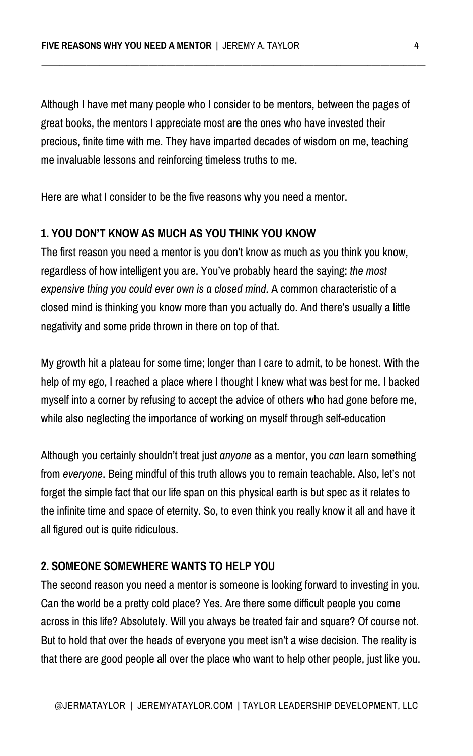Although I have met many people who I consider to be mentors, between the pages of great books, the mentors I appreciate most are the ones who have invested their precious, finite time with me. They have imparted decades of wisdom on me, teaching me invaluable lessons and reinforcing timeless truths to me.

Here are what I consider to be the five reasons why you need a mentor.

### 1. YOU DON'T KNOW AS MUCH AS YOU THINK YOU KNOW

The first reason you need a mentor is you don't know as much as you think you know, regardless of how intelligent you are. You've probably heard the saying: *the most expensive thing you could ever own is a closed mind.* A common characteristic of a closed mind is thinking you know more than you actually do. And there's usually a little negativity and some pride thrown in there on top of that.

My growth hit a plateau for some time; longer than I care to admit, to be honest. With the help of my ego, I reached a place where I thought I knew what was best for me. I backed myself into a corner by refusing to accept the advice of others who had gone before me, while also neglecting the importance of working on myself through self-education

Although you certainly shouldn't treat just *anyone* as a mentor, you *can* learn something from *everyone*. Being mindful of this truth allows you to remain teachable. Also, let's not forget the simple fact that our life span on this physical earth is but spec as it relates to the infinite time and space of eternity. So, to even think you really know it all and have it all figured out is quite ridiculous.

### 2. SOMEONE SOMEWHERE WANTS TO HELP YOU

The second reason you need a mentor is someone is looking forward to investing in you. Can the world be a pretty cold place? Yes. Are there some difficult people you come across in this life? Absolutely. Will you always be treated fair and square? Of course not. But to hold that over the heads of everyone you meet isn't a wise decision. The reality is that there are good people all over the place who want to help other people, just like you.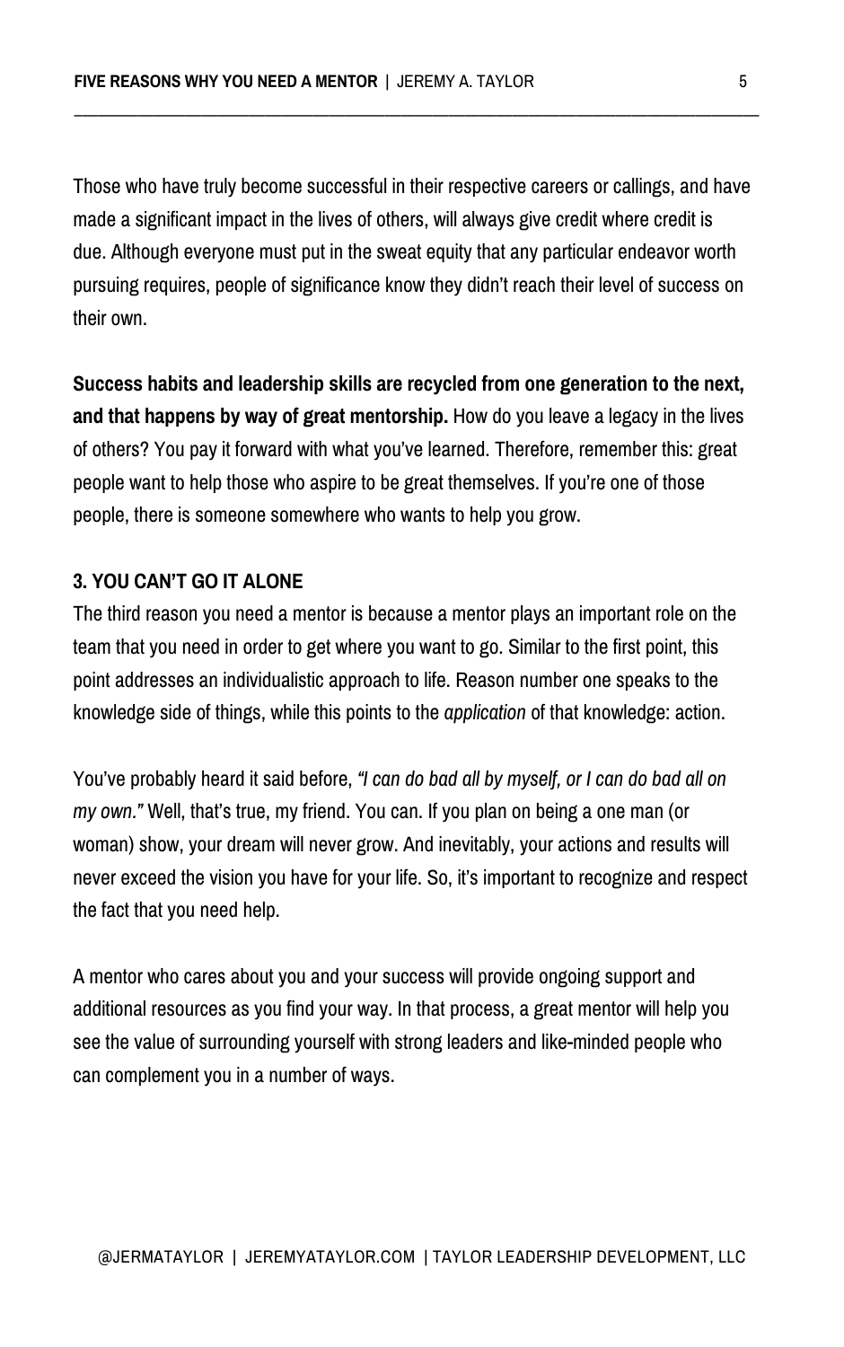Those who have truly become successful in their respective careers or callings, and have made a significant impact in the lives of others, will always give credit where credit is due. Although everyone must put in the sweat equity that any particular endeavor worth pursuing requires, people of significance know they didn't reach their level of success on their own.

**Success habits and leadership skills are recycled from one generation to the next, and that happens by way of great mentorship.** How do you leave a legacy in the lives of others? You pay it forward with what you've learned. Therefore, remember this: great people want to help those who aspire to be great themselves. If you're one of those people, there is someone somewhere who wants to help you grow.

### 3. YOU CAN'T GO IT ALONE

The third reason you need a mentor is because a mentor plays an important role on the team that you need in order to get where you want to go. Similar to the first point, this point addresses an individualistic approach to life. Reason number one speaks to the knowledge side of things, while this points to the *application* of that knowledge: action.

You've probably heard it said before, *"I can do bad all by myself, or I can do bad all on my own."* Well, that's true, my friend. You can. If you plan on being a one man (or woman) show, your dream will never grow. And inevitably, your actions and results will never exceed the vision you have for your life. So, it's important to recognize and respect the fact that you need help.

A mentor who cares about you and your success will provide ongoing support and additional resources as you find your way. In that process, a great mentor will help you see the value of surrounding yourself with strong leaders and like-minded people who can complement you in a number of ways.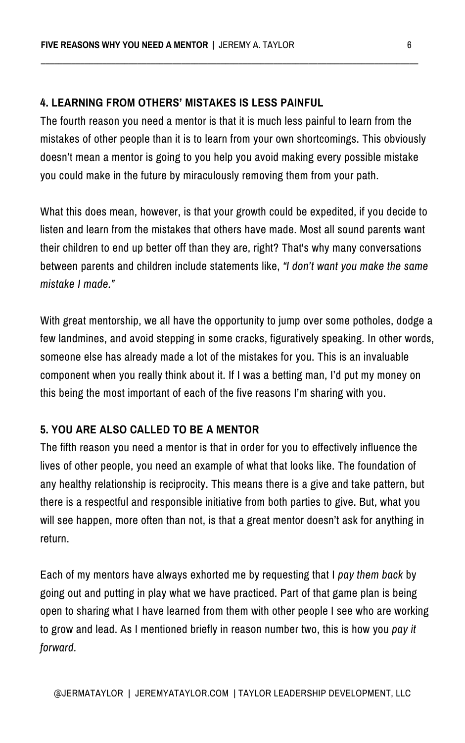### 4. LEARNING FROM OTHERS' MISTAKES IS LESS PAINFUL

The fourth reason you need a mentor is that it is much less painful to learn from the mistakes of other people than it is to learn from your own shortcomings. This obviously doesn't mean a mentor is going to you help you avoid making every possible mistake you could make in the future by miraculously removing them from your path.

What this does mean, however, is that your growth could be expedited, if you decide to listen and learn from the mistakes that others have made. Most all sound parents want their children to end up better off than they are, right? That's why many conversations between parents and children include statements like, *"I don't want you make the same mistake I made."*

With great mentorship, we all have the opportunity to jump over some potholes, dodge a few landmines, and avoid stepping in some cracks, figuratively speaking. In other words, someone else has already made a lot of the mistakes for you. This is an invaluable component when you really think about it. If I was a betting man, I'd put my money on this being the most important of each of the five reasons I'm sharing with you.

### 5. YOU ARE ALSO CALLED TO BE A MENTOR

The fifth reason you need a mentor is that in order for you to effectively influence the lives of other people, you need an example of what that looks like. The foundation of any healthy relationship is reciprocity. This means there is a give and take pattern, but there is a respectful and responsible initiative from both parties to give. But, what you will see happen, more often than not, is that a great mentor doesn't ask for anything in return.

Each of my mentors have always exhorted me by requesting that I *pay them back* by going out and putting in play what we have practiced. Part of that game plan is being open to sharing what I have learned from them with other people I see who are working to grow and lead. As I mentioned briefly in reason number two, this is how you *pay it forward.*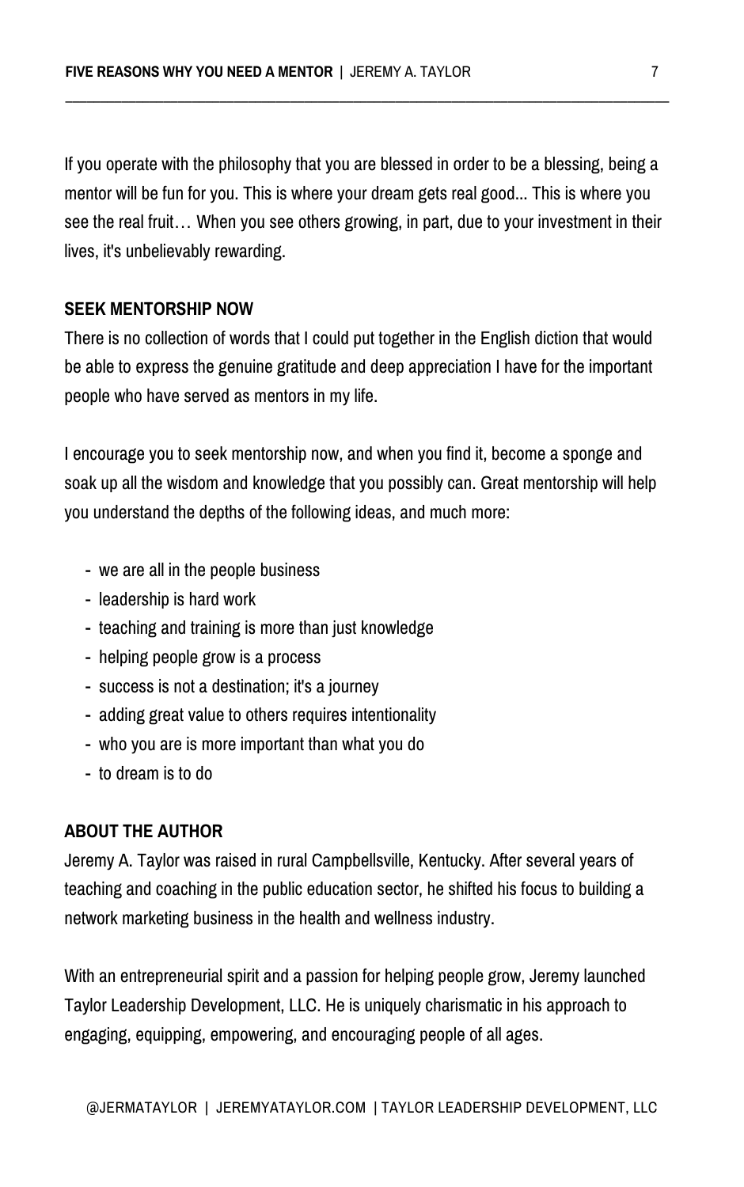If you operate with the philosophy that you are blessed in order to be a blessing, being a mentor will be fun for you. This is where your dream gets real good... This is where you see the real fruit… When you see others growing, in part, due to your investment in their lives, it's unbelievably rewarding.

## SEEK MENTORSHIP NOW

There is no collection of words that I could put together in the English diction that would be able to express the genuine gratitude and deep appreciation I have for the important people who have served as mentors in my life.

I encourage you to seek mentorship now, and when you find it, become a sponge and soak up all the wisdom and knowledge that you possibly can. Great mentorship will help you understand the depths of the following ideas, and much more:

- we are all in the people business
- leadership is hard work
- teaching and training is more than just knowledge
- helping people grow is a process
- success is not a destination; it's a journey
- adding great value to others requires intentionality
- who you are is more important than what you do
- to dream is to do

## ABOUT THE AUTHOR

Jeremy A. Taylor was raised in rural Campbellsville, Kentucky. After several years of teaching and coaching in the public education sector, he shifted his focus to building a network marketing business in the health and wellness industry.

With an entrepreneurial spirit and a passion for helping people grow, Jeremy launched Taylor Leadership Development, LLC. He is uniquely charismatic in his approach to engaging, equipping, empowering, and encouraging people of all ages.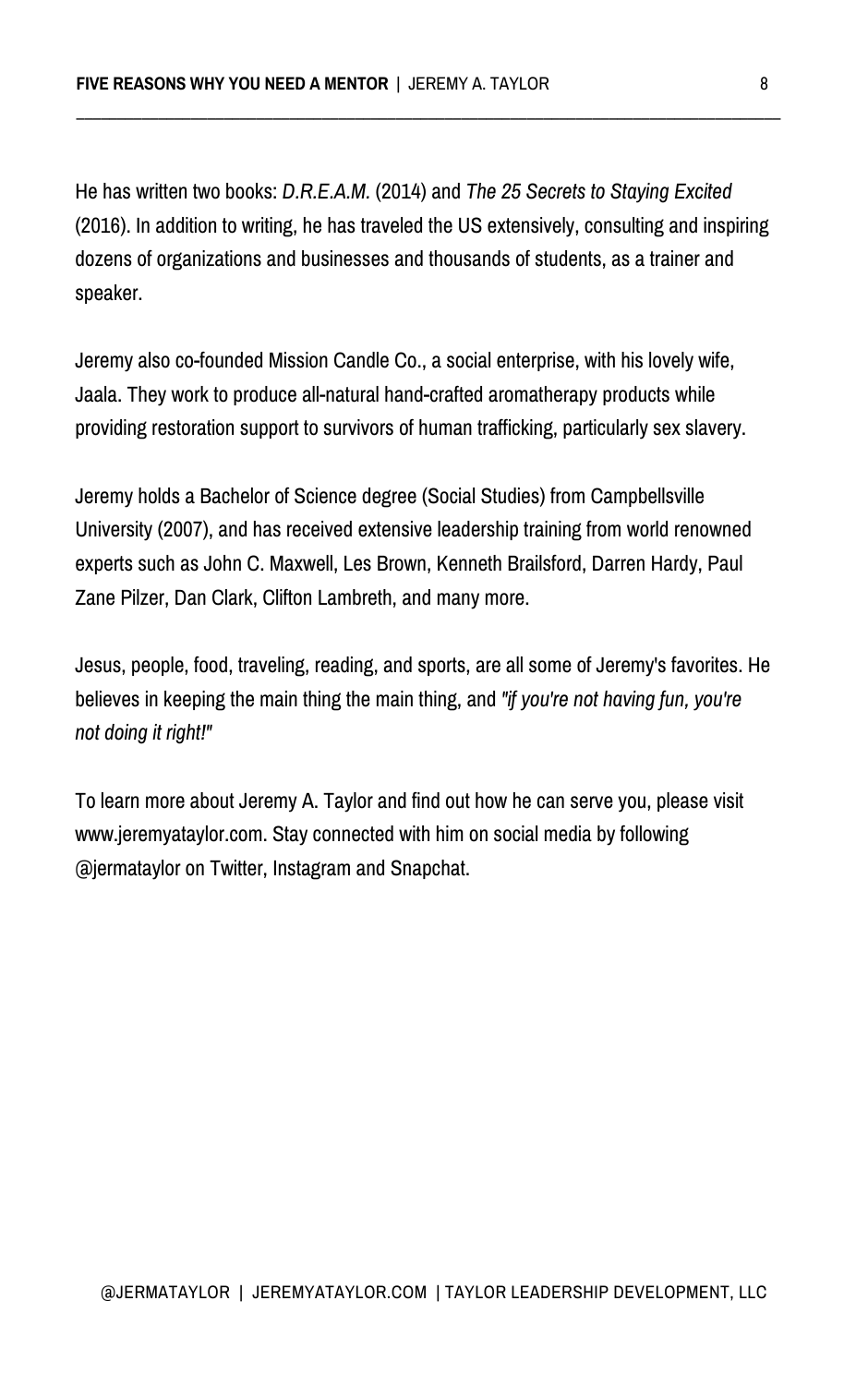He has written two books: *D.R.E.A.M.* (2014) and *The 25 Secrets to Staying Excited* (2016). In addition to writing, he has traveled the US extensively, consulting and inspiring dozens of organizations and businesses and thousands of students, as a trainer and speaker.

Jeremy also co-founded Mission Candle Co., a social enterprise, with his lovely wife, Jaala. They work to produce all-natural hand-crafted aromatherapy products while providing restoration support to survivors of human trafficking, particularly sex slavery.

Jeremy holds a Bachelor of Science degree (Social Studies) from Campbellsville University (2007), and has received extensive leadership training from world renowned experts such as John C. Maxwell, Les Brown, Kenneth Brailsford, Darren Hardy, Paul Zane Pilzer, Dan Clark, Clifton Lambreth, and many more.

Jesus, people, food, traveling, reading, and sports, are all some of Jeremy's favorites. He believes in keeping the main thing the main thing, and *"if you're not having fun, you're not doing it right!"*

To learn more about Jeremy A. Taylor and find out how he can serve you, please visit www.jeremyataylor.com. Stay connected with him on social media by following @jermataylor on Twitter, Instagram and Snapchat.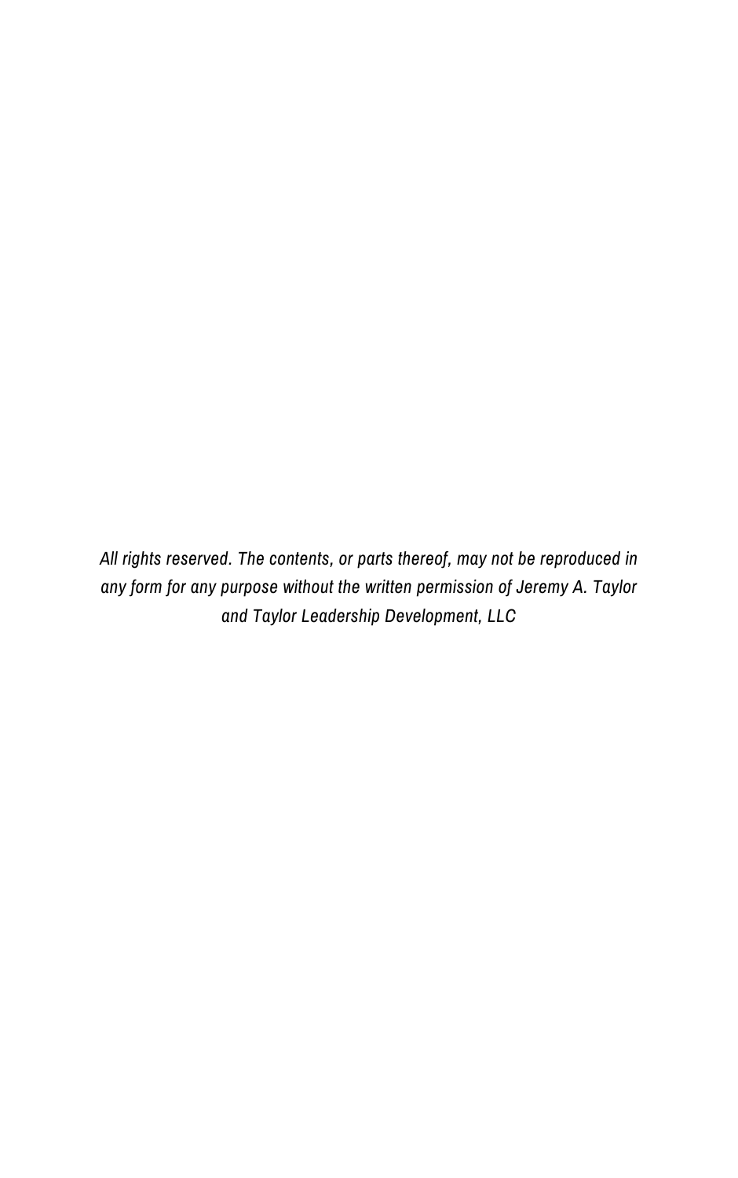*All rights reserved. The contents, or parts thereof, may not be reproduced in any form for any purpose without the written permission of Jeremy A. Taylor and Taylor Leadership Development, LLC*